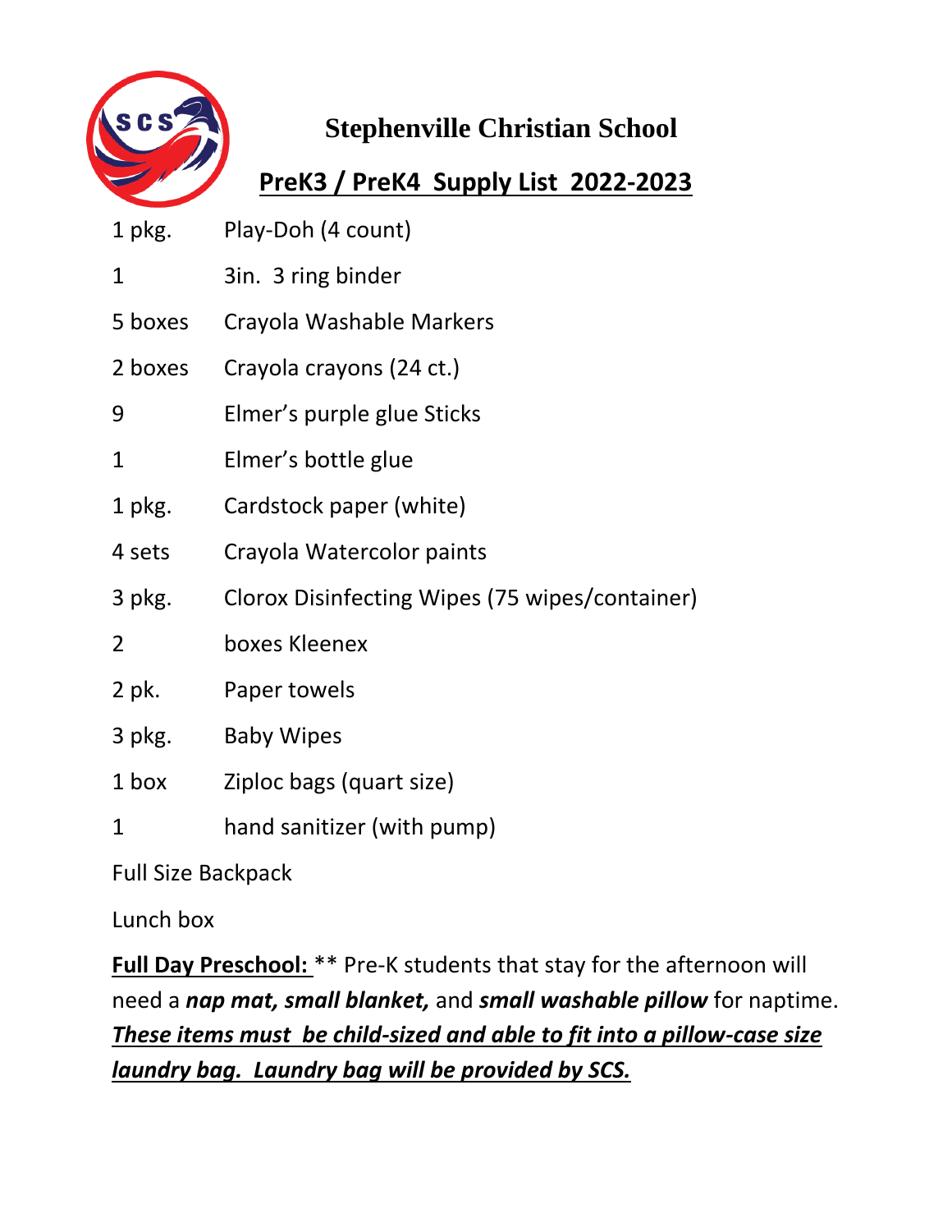# Stephenville Christian School

## PreK3 / PreK4 Supply List 2022-2023

| | |
|---|---|
| 1 pkg. | Play-Doh (4 count) |
| 1 | 3in. 3 ring binder |
| 5 boxes | Crayola Washable Markers |
| 2 boxes | Crayola crayons (24 ct.) |
| 9 | Elmer's purple glue Sticks |
| 1 | Elmer's bottle glue |
| 1 pkg. | Cardstock paper (white) |
| 4 sets | Crayola Watercolor paints |
| 3 pkg. | Clorox Disinfecting Wipes (75 wipes/container) |
| 2 | boxes Kleenex |
| 2 pk. | Paper towels |
| 3 pkg. | Baby Wipes |
| 1 box | Ziploc bags (quart size) |
| 1 | hand sanitizer (with pump) |

Full Size Backpack

Lunch box

**Full Day Preschool:** ** Pre-K students that stay for the afternoon will need a ***nap mat, small blanket,*** and ***small washable pillow*** for naptime. ***These items must be child-sized and able to fit into a pillow-case size laundry bag. Laundry bag will be provided by SCS.***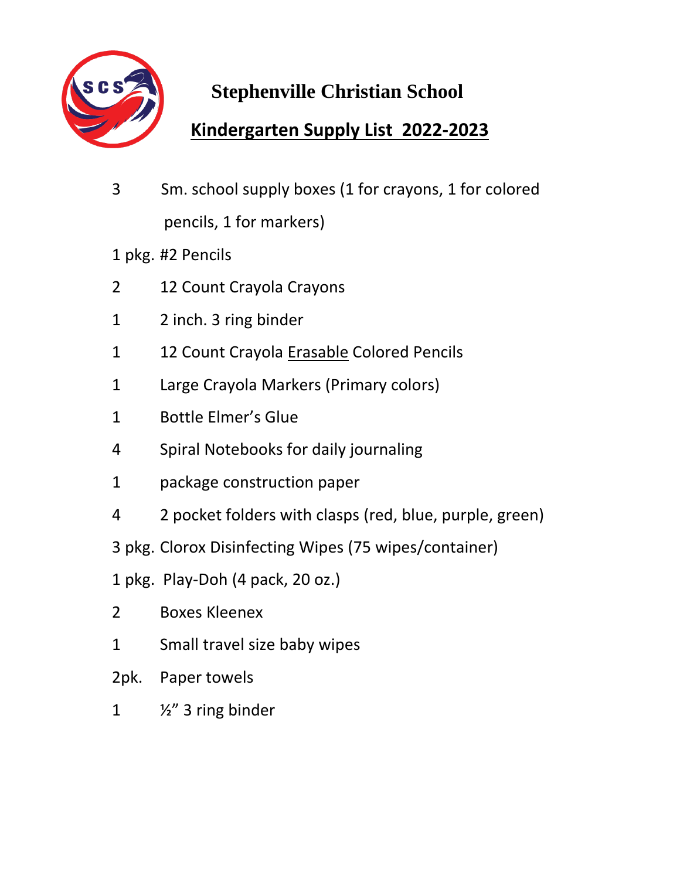# Stephenville Christian School

## Kindergarten Supply List 2022-2023

- 3 Sm. school supply boxes (1 for crayons, 1 for colored pencils, 1 for markers)
- 1 pkg. #2 Pencils
- 2 12 Count Crayola Crayons
- 1 2 inch. 3 ring binder
- 1 12 Count Crayola <u>Erasable</u> Colored Pencils
- 1 Large Crayola Markers (Primary colors)
- 1 Bottle Elmer's Glue
- 4 Spiral Notebooks for daily journaling
- 1 package construction paper
- 4 2 pocket folders with clasps (red, blue, purple, green)
- 3 pkg. Clorox Disinfecting Wipes (75 wipes/container)
- 1 pkg. Play-Doh (4 pack, 20 oz.)
- 2 Boxes Kleenex
- 1 Small travel size baby wipes
- 2pk. Paper towels
- 1 ½" 3 ring binder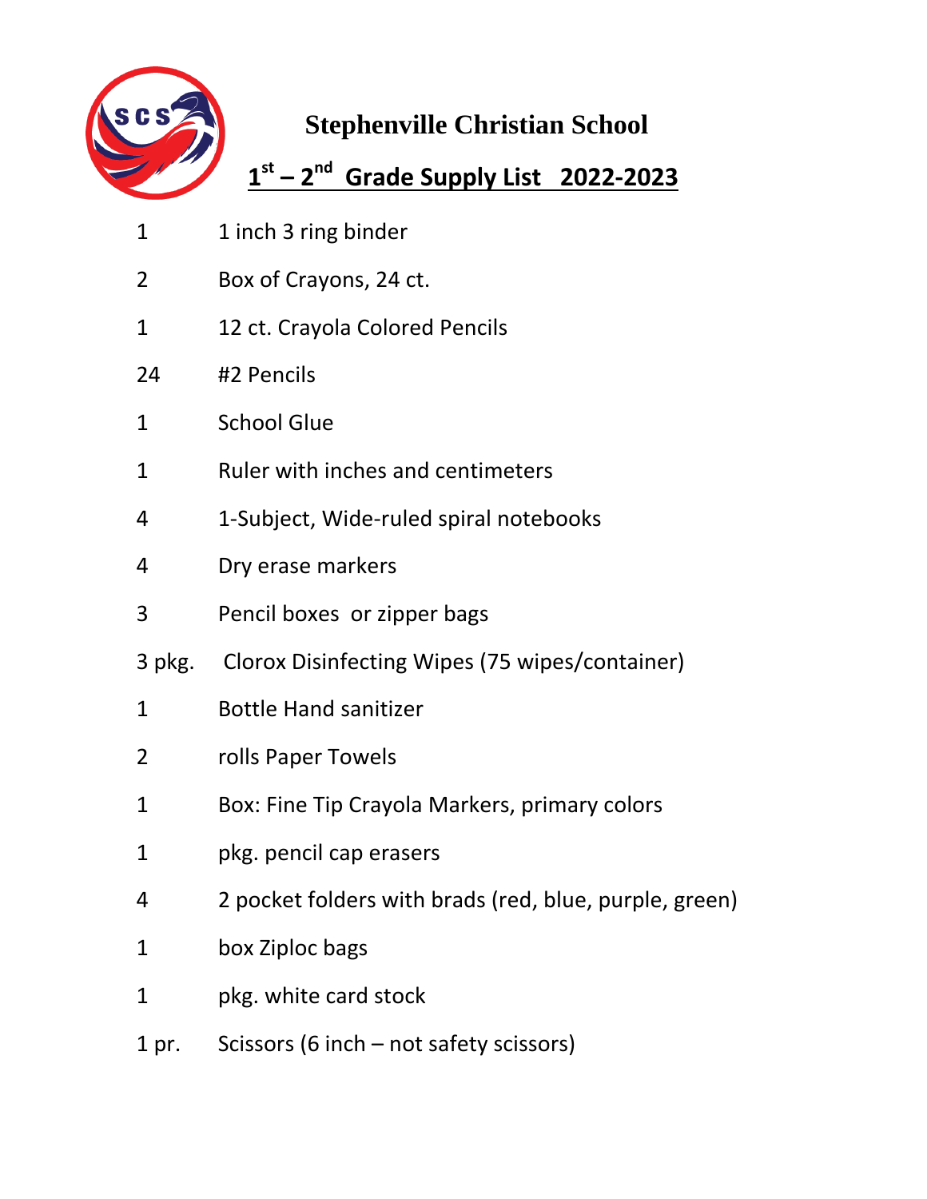# Stephenville Christian School

## 1st – 2nd Grade Supply List 2022-2023

| | |
|---|---|
| 1 | 1 inch 3 ring binder |
| 2 | Box of Crayons, 24 ct. |
| 1 | 12 ct. Crayola Colored Pencils |
| 24 | #2 Pencils |
| 1 | School Glue |
| 1 | Ruler with inches and centimeters |
| 4 | 1-Subject, Wide-ruled spiral notebooks |
| 4 | Dry erase markers |
| 3 | Pencil boxes or zipper bags |
| 3 pkg. | Clorox Disinfecting Wipes (75 wipes/container) |
| 1 | Bottle Hand sanitizer |
| 2 | rolls Paper Towels |
| 1 | Box: Fine Tip Crayola Markers, primary colors |
| 1 | pkg. pencil cap erasers |
| 4 | 2 pocket folders with brads (red, blue, purple, green) |
| 1 | box Ziploc bags |
| 1 | pkg. white card stock |
| 1 pr. | Scissors (6 inch – not safety scissors) |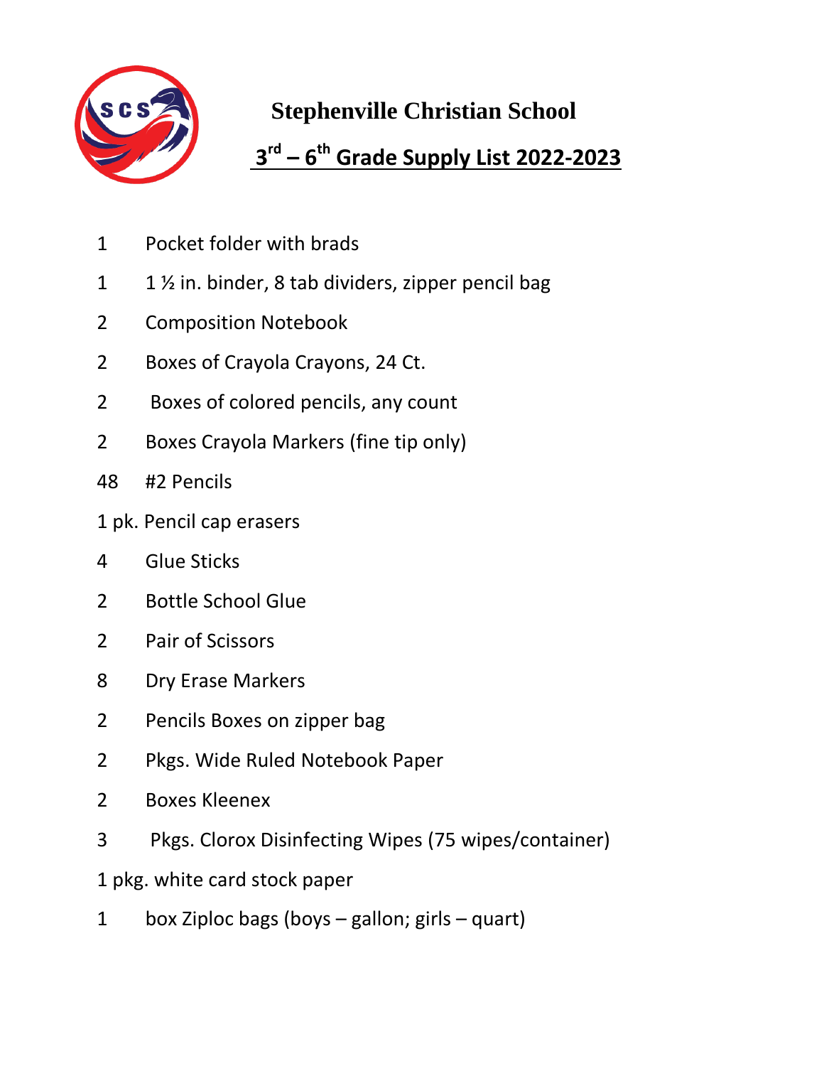# Stephenville Christian School

## 3rd – 6th Grade Supply List 2022-2023

1 Pocket folder with brads

1 1 ½ in. binder, 8 tab dividers, zipper pencil bag

2 Composition Notebook

2 Boxes of Crayola Crayons, 24 Ct.

2 Boxes of colored pencils, any count

2 Boxes Crayola Markers (fine tip only)

48 #2 Pencils

1 pk. Pencil cap erasers

4 Glue Sticks

2 Bottle School Glue

2 Pair of Scissors

8 Dry Erase Markers

2 Pencils Boxes on zipper bag

2 Pkgs. Wide Ruled Notebook Paper

2 Boxes Kleenex

3 Pkgs. Clorox Disinfecting Wipes (75 wipes/container)

1 pkg. white card stock paper

1 box Ziploc bags (boys – gallon; girls – quart)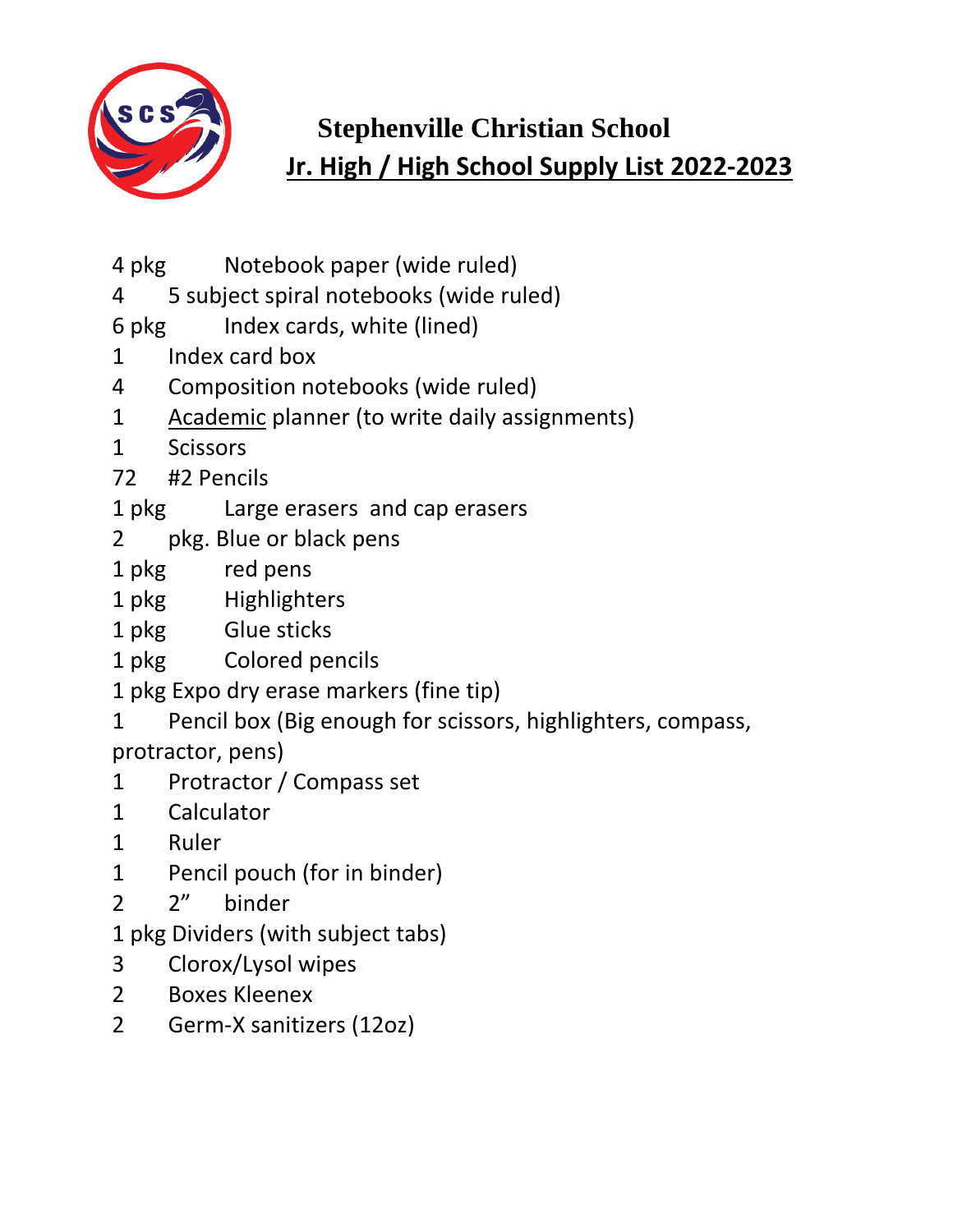# Stephenville Christian School

## Jr. High / High School Supply List 2022-2023

4 pkg Notebook paper (wide ruled)
4 5 subject spiral notebooks (wide ruled)
6 pkg Index cards, white (lined)
1 Index card box
4 Composition notebooks (wide ruled)
1 Academic planner (to write daily assignments)
1 Scissors
72 #2 Pencils
1 pkg Large erasers and cap erasers
2 pkg. Blue or black pens
1 pkg red pens
1 pkg Highlighters
1 pkg Glue sticks
1 pkg Colored pencils
1 pkg Expo dry erase markers (fine tip)
1 Pencil box (Big enough for scissors, highlighters, compass, protractor, pens)
1 Protractor / Compass set
1 Calculator
1 Ruler
1 Pencil pouch (for in binder)
2 2" binder
1 pkg Dividers (with subject tabs)
3 Clorox/Lysol wipes
2 Boxes Kleenex
2 Germ-X sanitizers (12oz)